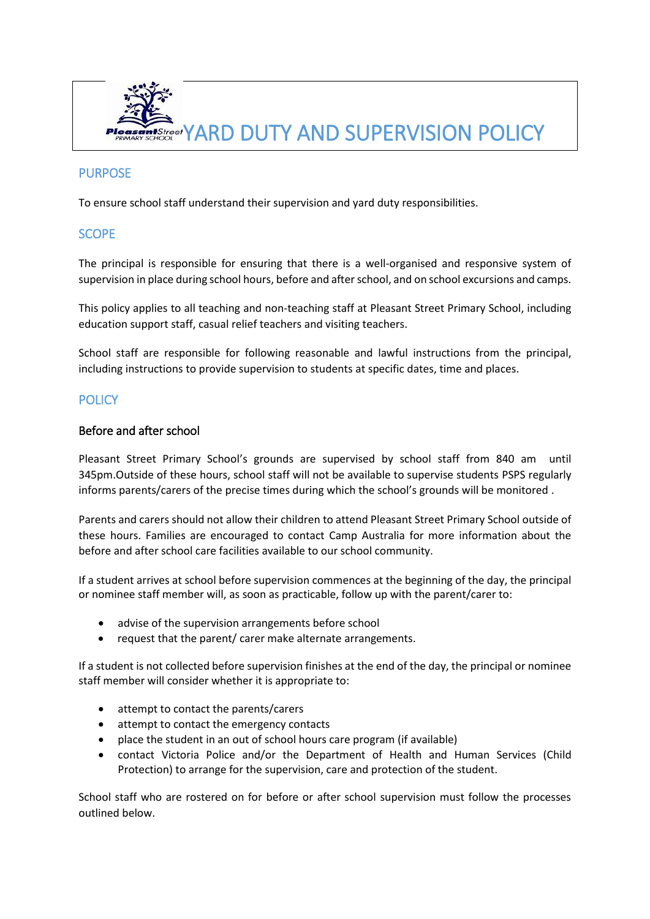# YARD DUTY AND SUPERVISION POLICY

## PURPOSE

To ensure school staff understand their supervision and yard duty responsibilities.

## SCOPE

The principal is responsible for ensuring that there is a well-organised and responsive system of supervision in place during school hours, before and after school, and on school excursions and camps.

This policy applies to all teaching and non-teaching staff at Pleasant Street Primary School, including education support staff, casual relief teachers and visiting teachers.

School staff are responsible for following reasonable and lawful instructions from the principal, including instructions to provide supervision to students at specific dates, time and places.

## POLICY

### Before and after school

Pleasant Street Primary School's grounds are supervised by school staff from 840 am until 345pm.Outside of these hours, school staff will not be available to supervise students PSPS regularly informs parents/carers of the precise times during which the school's grounds will be monitored .

Parents and carers should not allow their children to attend Pleasant Street Primary School outside of these hours. Families are encouraged to contact Camp Australia for more information about the before and after school care facilities available to our school community.

If a student arrives at school before supervision commences at the beginning of the day, the principal or nominee staff member will, as soon as practicable, follow up with the parent/carer to:

- advise of the supervision arrangements before school
- request that the parent/ carer make alternate arrangements.

If a student is not collected before supervision finishes at the end of the day, the principal or nominee staff member will consider whether it is appropriate to:

- attempt to contact the parents/carers
- attempt to contact the emergency contacts
- place the student in an out of school hours care program (if available)
- contact Victoria Police and/or the Department of Health and Human Services (Child Protection) to arrange for the supervision, care and protection of the student.

School staff who are rostered on for before or after school supervision must follow the processes outlined below.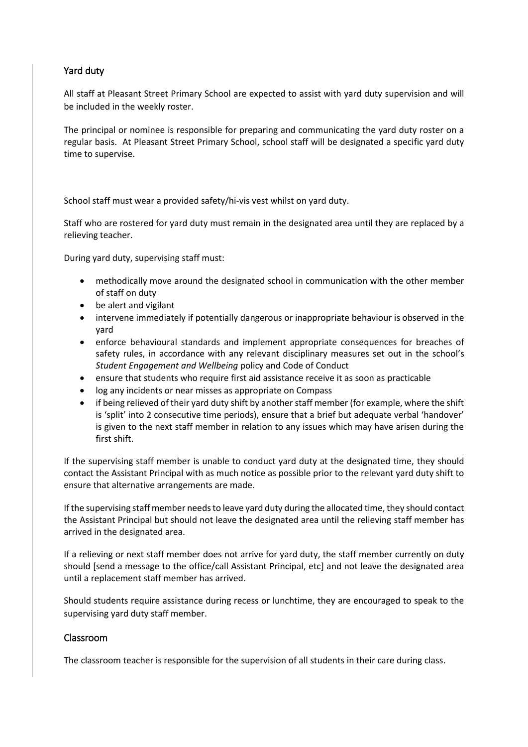## Yard duty

All staff at Pleasant Street Primary School are expected to assist with yard duty supervision and will be included in the weekly roster.

The principal or nominee is responsible for preparing and communicating the yard duty roster on a regular basis. At Pleasant Street Primary School, school staff will be designated a specific yard duty time to supervise.

School staff must wear a provided safety/hi-vis vest whilst on yard duty.

Staff who are rostered for yard duty must remain in the designated area until they are replaced by a relieving teacher.

During yard duty, supervising staff must:

- methodically move around the designated school in communication with the other member of staff on duty
- be alert and vigilant
- intervene immediately if potentially dangerous or inappropriate behaviour is observed in the yard
- enforce behavioural standards and implement appropriate consequences for breaches of safety rules, in accordance with any relevant disciplinary measures set out in the school's *Student Engagement and Wellbeing* policy and Code of Conduct
- ensure that students who require first aid assistance receive it as soon as practicable
- log any incidents or near misses as appropriate on Compass
- if being relieved of their yard duty shift by another staff member (for example, where the shift is 'split' into 2 consecutive time periods), ensure that a brief but adequate verbal 'handover' is given to the next staff member in relation to any issues which may have arisen during the first shift.

If the supervising staff member is unable to conduct yard duty at the designated time, they should contact the Assistant Principal with as much notice as possible prior to the relevant yard duty shift to ensure that alternative arrangements are made.

If the supervising staff member needs to leave yard duty during the allocated time, they should contact the Assistant Principal but should not leave the designated area until the relieving staff member has arrived in the designated area.

If a relieving or next staff member does not arrive for yard duty, the staff member currently on duty should [send a message to the office/call Assistant Principal, etc] and not leave the designated area until a replacement staff member has arrived.

Should students require assistance during recess or lunchtime, they are encouraged to speak to the supervising yard duty staff member.

## Classroom

The classroom teacher is responsible for the supervision of all students in their care during class.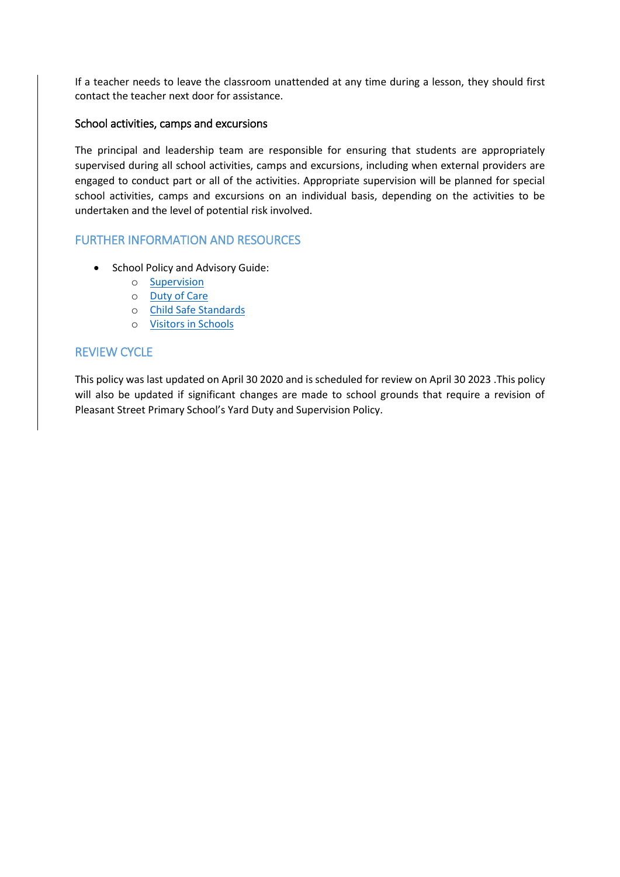If a teacher needs to leave the classroom unattended at any time during a lesson, they should first contact the teacher next door for assistance.

### School activities, camps and excursions

The principal and leadership team are responsible for ensuring that students are appropriately supervised during all school activities, camps and excursions, including when external providers are engaged to conduct part or all of the activities. Appropriate supervision will be planned for special school activities, camps and excursions on an individual basis, depending on the activities to be undertaken and the level of potential risk involved.

## FURTHER INFORMATION AND RESOURCES

- School Policy and Advisory Guide:
  - Supervision
  - Duty of Care
  - Child Safe Standards
  - Visitors in Schools

## REVIEW CYCLE

This policy was last updated on April 30 2020 and is scheduled for review on April 30 2023 .This policy will also be updated if significant changes are made to school grounds that require a revision of Pleasant Street Primary School's Yard Duty and Supervision Policy.